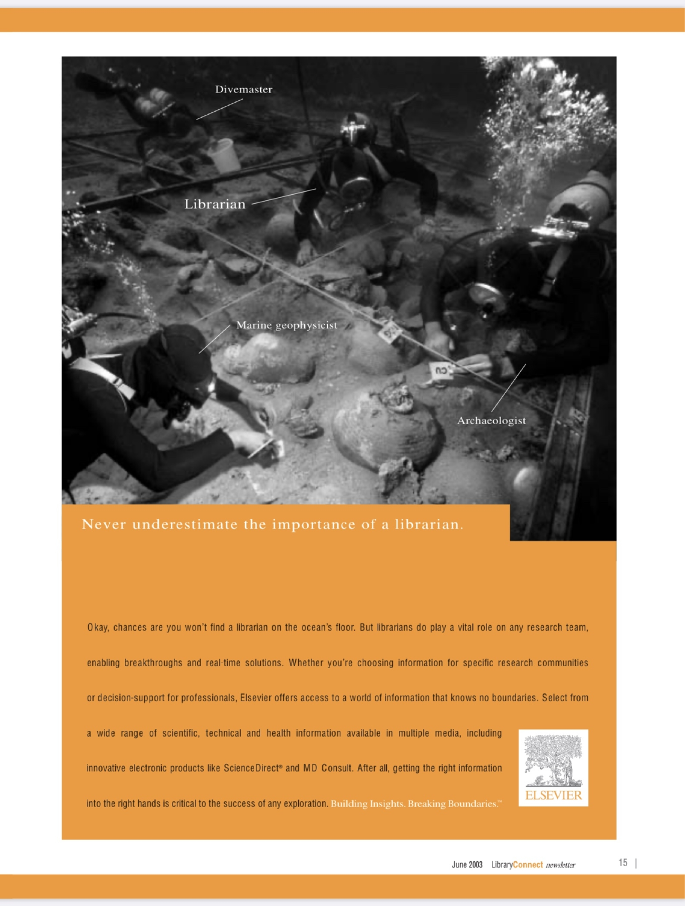Divemaster

Librarian

Marine geophysicist

Archaeologist

## Never underestimate the importance of a librarian.

Okay, chances are you won't find a librarian on the ocean's floor. But librarians do play a vital role on any research team, enabling breakthroughs and real-time solutions. Whether you're choosing information for specific research communities or decision-support for professionals, Elsevier offers access to a world of information that knows no boundaries. Select from a wide range of scientific, technical and health information available in multiple media, including innovative electronic products like ScienceDirect® and MD Consult. After all, getting the right information into the right hands is critical to the success of any exploration. Building Insights. Breaking Boundaries.™

ELSEVIER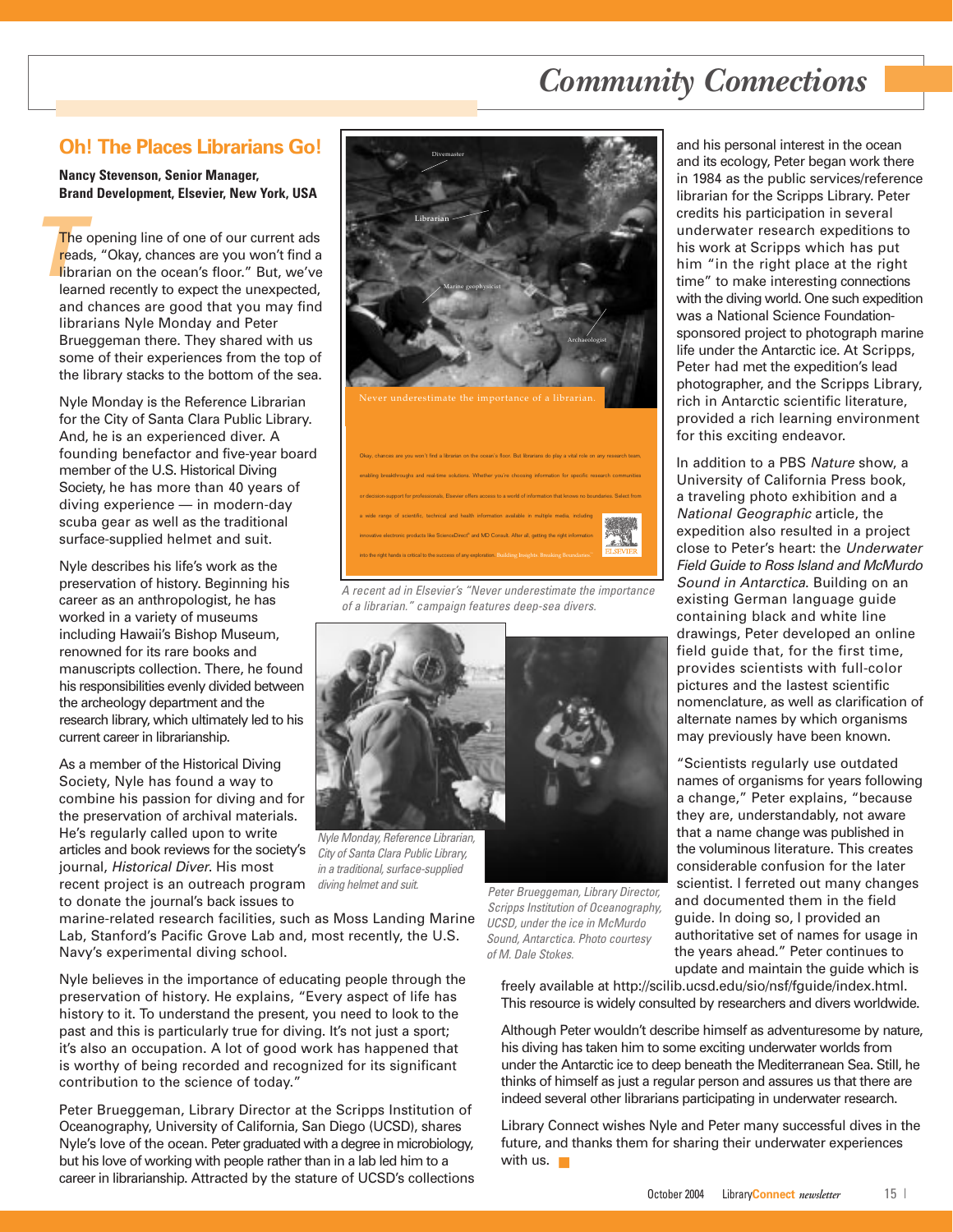## Community Connections

# Oh! The Places Librarians Go!

**Nancy Stevenson, Senior Manager, Brand Development, Elsevier, New York, USA**

The opening line of one of our current ads reads, "Okay, chances are you won't find a librarian on the ocean's floor." But, we've learned recently to expect the unexpected, and chances are good that you may find librarians Nyle Monday and Peter Brueggeman there. They shared with us some of their experiences from the top of the library stacks to the bottom of the sea.

Nyle Monday is the Reference Librarian for the City of Santa Clara Public Library. And, he is an experienced diver. A founding benefactor and five-year board member of the U.S. Historical Diving Society, he has more than 40 years of diving experience — in modern-day scuba gear as well as the traditional surface-supplied helmet and suit.

Nyle describes his life's work as the preservation of history. Beginning his career as an anthropologist, he has worked in a variety of museums including Hawaii's Bishop Museum, renowned for its rare books and manuscripts collection. There, he found his responsibilities evenly divided between the archeology department and the research library, which ultimately led to his current career in librarianship.

As a member of the Historical Diving Society, Nyle has found a way to combine his passion for diving and for the preservation of archival materials. He's regularly called upon to write articles and book reviews for the society's journal, *Historical Diver*. His most recent project is an outreach program to donate the journal's back issues to marine-related research facilities, such as Moss Landing Marine Lab, Stanford's Pacific Grove Lab and, most recently, the U.S. Navy's experimental diving school.

Nyle believes in the importance of educating people through the preservation of history. He explains, "Every aspect of life has history to it. To understand the present, you need to look to the past and this is particularly true for diving. It's not just a sport; it's also an occupation. A lot of good work has happened that is worthy of being recorded and recognized for its significant contribution to the science of today."

Peter Brueggeman, Library Director at the Scripps Institution of Oceanography, University of California, San Diego (UCSD), shares Nyle's love of the ocean. Peter graduated with a degree in microbiology, but his love of working with people rather than in a lab led him to a career in librarianship. Attracted by the stature of UCSD's collections and his personal interest in the ocean and its ecology, Peter began work there in 1984 as the public services/reference librarian for the Scripps Library. Peter credits his participation in several underwater research expeditions to his work at Scripps which has put him "in the right place at the right time" to make interesting connections with the diving world. One such expedition was a National Science Foundation-sponsored project to photograph marine life under the Antarctic ice. At Scripps, Peter had met the expedition's lead photographer, and the Scripps Library, rich in Antarctic scientific literature, provided a rich learning environment for this exciting endeavor.

Divemaster

Librarian

Marine geophysicist

Archaeologist

Never underestimate the importance of a librarian.

Okay, chances are you won't find a librarian on the ocean's floor. But librarians do play a vital role on any research team, enabling breakthroughs and real-time solutions. Whether you're choosing information for specific research communities or decision-support for professionals, Elsevier offers access to a world of information that knows no boundaries. Select from a wide range of scientific, technical and health information available in multiple media, including innovative electronic products like ScienceDirect® and MD Consult. After all, getting the right information into the right hands is critical to the success of any exploration. Building Insights. Breaking Boundaries.™

ELSEVIER

*A recent ad in Elsevier's "Never underestimate the importance of a librarian." campaign features deep-sea divers.*

*Nyle Monday, Reference Librarian, City of Santa Clara Public Library, in a traditional, surface-supplied diving helmet and suit.*

*Peter Brueggeman, Library Director, Scripps Institution of Oceanography, UCSD, under the ice in McMurdo Sound, Antarctica. Photo courtesy of M. Dale Stokes.*

In addition to a PBS *Nature* show, a University of California Press book, a traveling photo exhibition and a *National Geographic* article, the expedition also resulted in a project close to Peter's heart: the *Underwater Field Guide to Ross Island and McMurdo Sound in Antarctica*. Building on an existing German language guide containing black and white line drawings, Peter developed an online field guide that, for the first time, provides scientists with full-color pictures and the lastest scientific nomenclature, as well as clarification of alternate names by which organisms may previously have been known.

"Scientists regularly use outdated names of organisms for years following a change," Peter explains, "because they are, understandably, not aware that a name change was published in the voluminous literature. This creates considerable confusion for the later scientist. I ferreted out many changes and documented them in the field guide. In doing so, I provided an authoritative set of names for usage in the years ahead." Peter continues to update and maintain the guide which is freely available at http://scilib.ucsd.edu/sio/nsf/fguide/index.html. This resource is widely consulted by researchers and divers worldwide.

Although Peter wouldn't describe himself as adventuresome by nature, his diving has taken him to some exciting underwater worlds from under the Antarctic ice to deep beneath the Mediterranean Sea. Still, he thinks of himself as just a regular person and assures us that there are indeed several other librarians participating in underwater research.

Library Connect wishes Nyle and Peter many successful dives in the future, and thanks them for sharing their underwater experiences with us.